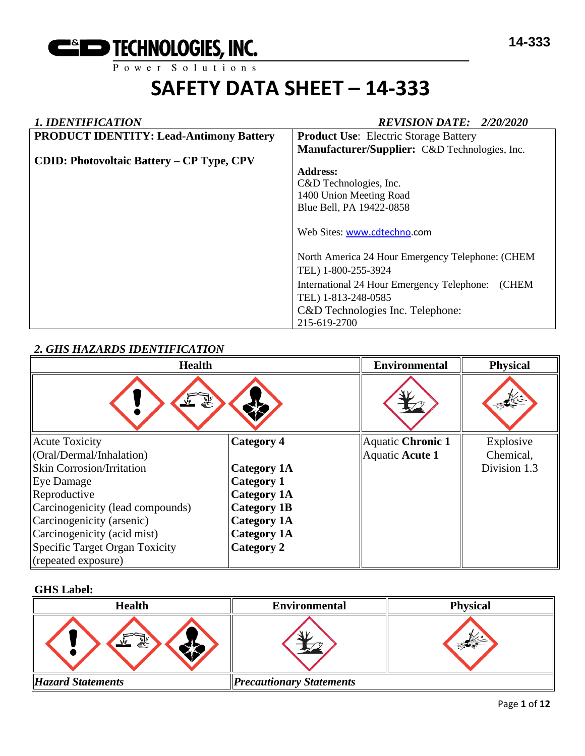**C&D TECHNOLOGIES, INC.**
Power Solutions

14-333

# SAFETY DATA SHEET – 14-333

## *1. IDENTIFICATION* *REVISION DATE: 2/20/2020*

| **PRODUCT IDENTITY: Lead-Antimony Battery**<br><br>**CDID: Photovoltaic Battery – CP Type, CPV** | **Product Use**: Electric Storage Battery<br>**Manufacturer/Supplier:** C&D Technologies, Inc.<br><br>**Address:**<br>C&D Technologies, Inc.<br>1400 Union Meeting Road<br>Blue Bell, PA 19422-0858<br><br>Web Sites: www.cdtechno.com<br><br>North America 24 Hour Emergency Telephone: (CHEM TEL) 1-800-255-3924<br>International 24 Hour Emergency Telephone: (CHEM TEL) 1-813-248-0585<br>C&D Technologies Inc. Telephone: 215-619-2700 |
|---|---|

## *2. GHS HAZARDS IDENTIFICATION*

| Health | | Environmental | Physical |
|---|---|---|---|
| Acute Toxicity (Oral/Dermal/Inhalation) | **Category 4** | Aquatic **Chronic 1**<br>Aquatic **Acute 1** | Explosive Chemical, Division 1.3 |
| Skin Corrosion/Irritation | **Category 1A** | | |
| Eye Damage | **Category 1** | | |
| Reproductive | **Category 1A** | | |
| Carcinogenicity (lead compounds) | **Category 1B** | | |
| Carcinogenicity (arsenic) | **Category 1A** | | |
| Carcinogenicity (acid mist) | **Category 1A** | | |
| Specific Target Organ Toxicity (repeated exposure) | **Category 2** | | |

**GHS Label:**

| Health | Environmental | Physical |
|---|---|---|
| ***Hazard Statements*** | ***Precautionary Statements*** | |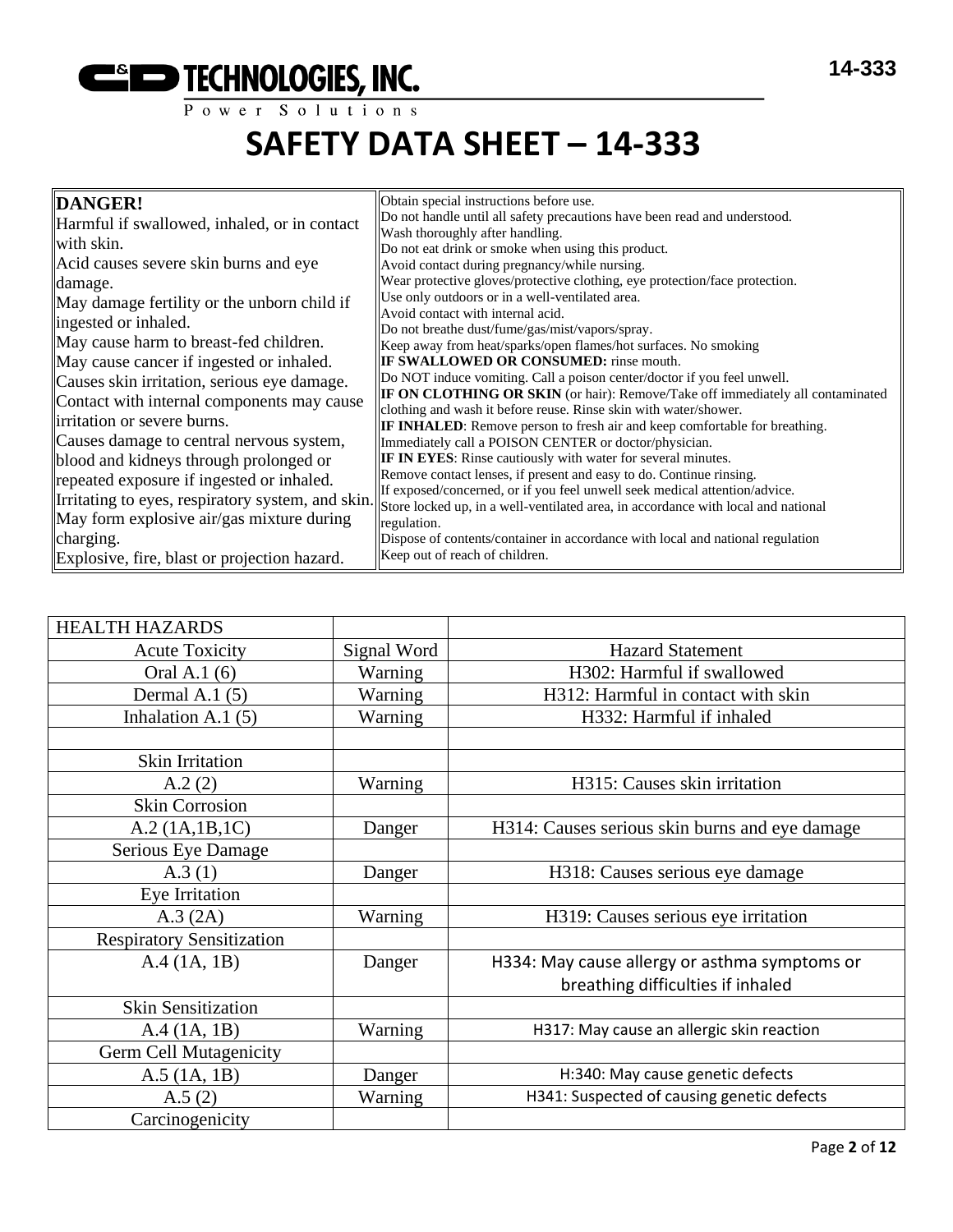# SAFETY DATA SHEET – 14-333

| **DANGER!** Harmful if swallowed, inhaled, or in contact with skin. Acid causes severe skin burns and eye damage. May damage fertility or the unborn child if ingested or inhaled. May cause harm to breast-fed children. May cause cancer if ingested or inhaled. Causes skin irritation, serious eye damage. Contact with internal components may cause irritation or severe burns. Causes damage to central nervous system, blood and kidneys through prolonged or repeated exposure if ingested or inhaled. Irritating to eyes, respiratory system, and skin. May form explosive air/gas mixture during charging. Explosive, fire, blast or projection hazard. | Obtain special instructions before use. Do not handle until all safety precautions have been read and understood. Wash thoroughly after handling. Do not eat drink or smoke when using this product. Avoid contact during pregnancy/while nursing. Wear protective gloves/protective clothing, eye protection/face protection. Use only outdoors or in a well-ventilated area. Avoid contact with internal acid. Do not breathe dust/fume/gas/mist/vapors/spray. Keep away from heat/sparks/open flames/hot surfaces. No smoking **IF SWALLOWED OR CONSUMED:** rinse mouth. Do NOT induce vomiting. Call a poison center/doctor if you feel unwell. **IF ON CLOTHING OR SKIN** (or hair): Remove/Take off immediately all contaminated clothing and wash it before reuse. Rinse skin with water/shower. **IF INHALED**: Remove person to fresh air and keep comfortable for breathing. Immediately call a POISON CENTER or doctor/physician. **IF IN EYES**: Rinse cautiously with water for several minutes. Remove contact lenses, if present and easy to do. Continue rinsing. If exposed/concerned, or if you feel unwell seek medical attention/advice. Store locked up, in a well-ventilated area, in accordance with local and national regulation. Dispose of contents/container in accordance with local and national regulation Keep out of reach of children. |
|---|---|

| HEALTH HAZARDS | | |
|---|---|---|
| Acute Toxicity | Signal Word | Hazard Statement |
| Oral A.1 (6) | Warning | H302: Harmful if swallowed |
| Dermal A.1 (5) | Warning | H312: Harmful in contact with skin |
| Inhalation A.1 (5) | Warning | H332: Harmful if inhaled |
| | | |
| Skin Irritation | | |
| A.2 (2) | Warning | H315: Causes skin irritation |
| Skin Corrosion | | |
| A.2 (1A,1B,1C) | Danger | H314: Causes serious skin burns and eye damage |
| Serious Eye Damage | | |
| A.3 (1) | Danger | H318: Causes serious eye damage |
| Eye Irritation | | |
| A.3 (2A) | Warning | H319: Causes serious eye irritation |
| Respiratory Sensitization | | |
| A.4 (1A, 1B) | Danger | H334: May cause allergy or asthma symptoms or breathing difficulties if inhaled |
| Skin Sensitization | | |
| A.4 (1A, 1B) | Warning | H317: May cause an allergic skin reaction |
| Germ Cell Mutagenicity | | |
| A.5 (1A, 1B) | Danger | H:340: May cause genetic defects |
| A.5 (2) | Warning | H341: Suspected of causing genetic defects |
| Carcinogenicity | | |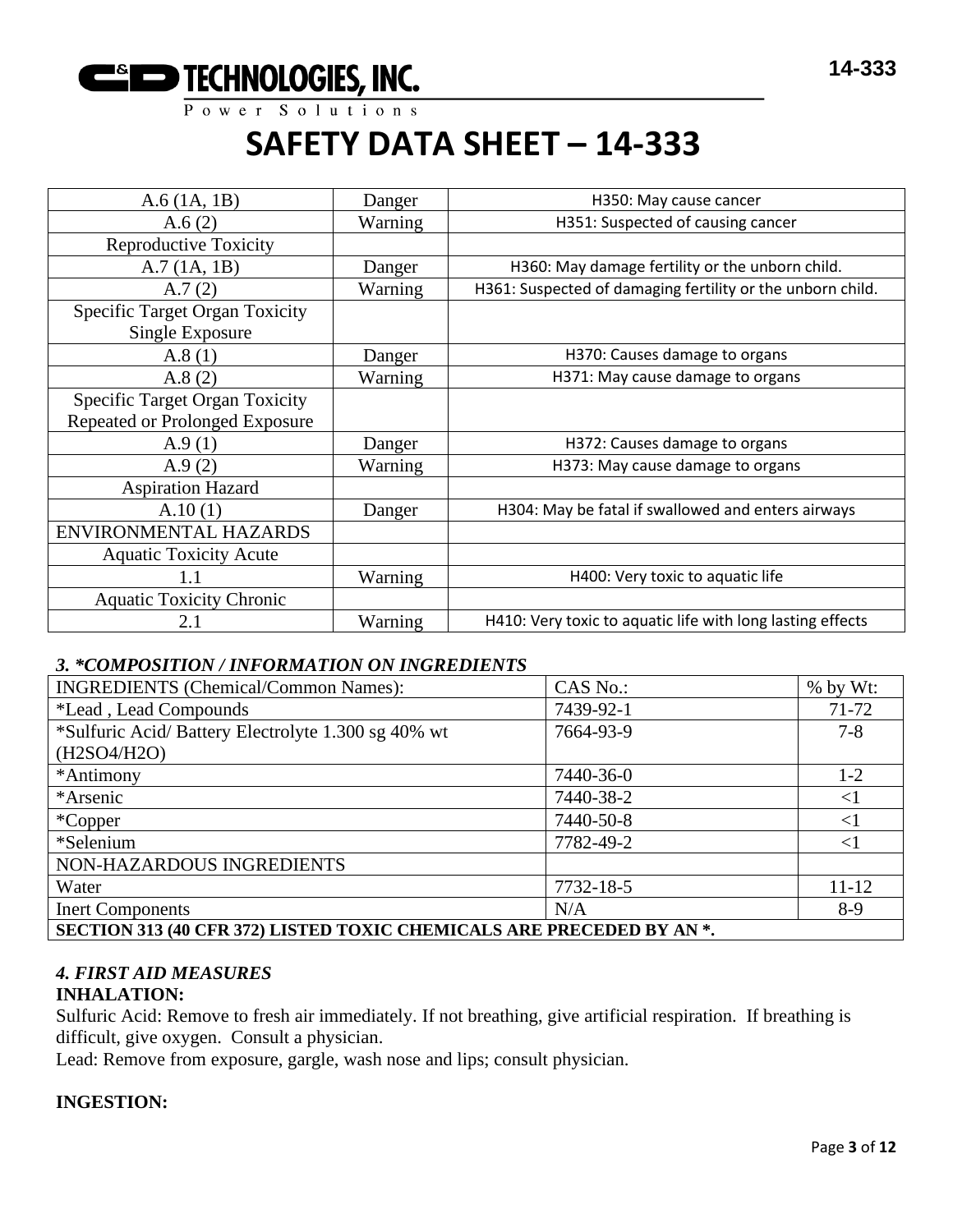# SAFETY DATA SHEET – 14-333

| | | |
|---|---|---|
| A.6 (1A, 1B) | Danger | H350: May cause cancer |
| A.6 (2) | Warning | H351: Suspected of causing cancer |
| Reproductive Toxicity | | |
| A.7 (1A, 1B) | Danger | H360: May damage fertility or the unborn child. |
| A.7 (2) | Warning | H361: Suspected of damaging fertility or the unborn child. |
| Specific Target Organ Toxicity Single Exposure | | |
| A.8 (1) | Danger | H370: Causes damage to organs |
| A.8 (2) | Warning | H371: May cause damage to organs |
| Specific Target Organ Toxicity Repeated or Prolonged Exposure | | |
| A.9 (1) | Danger | H372: Causes damage to organs |
| A.9 (2) | Warning | H373: May cause damage to organs |
| Aspiration Hazard | | |
| A.10 (1) | Danger | H304: May be fatal if swallowed and enters airways |
| ENVIRONMENTAL HAZARDS | | |
| Aquatic Toxicity Acute | | |
| 1.1 | Warning | H400: Very toxic to aquatic life |
| Aquatic Toxicity Chronic | | |
| 2.1 | Warning | H410: Very toxic to aquatic life with long lasting effects |

### *3. *COMPOSITION / INFORMATION ON INGREDIENTS*

| INGREDIENTS (Chemical/Common Names): | CAS No.: | % by Wt: |
|---|---|---|
| *Lead , Lead Compounds | 7439-92-1 | 71-72 |
| *Sulfuric Acid/ Battery Electrolyte 1.300 sg 40% wt ($H_2SO_4/H_2O$) | 7664-93-9 | 7-8 |
| *Antimony | 7440-36-0 | 1-2 |
| *Arsenic | 7440-38-2 | <1 |
| *Copper | 7440-50-8 | <1 |
| *Selenium | 7782-49-2 | <1 |
| NON-HAZARDOUS INGREDIENTS | | |
| Water | 7732-18-5 | 11-12 |
| Inert Components | N/A | 8-9 |
| **SECTION 313 (40 CFR 372) LISTED TOXIC CHEMICALS ARE PRECEDED BY AN *.** | | |

### *4. FIRST AID MEASURES*

**INHALATION:**

Sulfuric Acid: Remove to fresh air immediately. If not breathing, give artificial respiration. If breathing is difficult, give oxygen. Consult a physician.

Lead: Remove from exposure, gargle, wash nose and lips; consult physician.

**INGESTION:**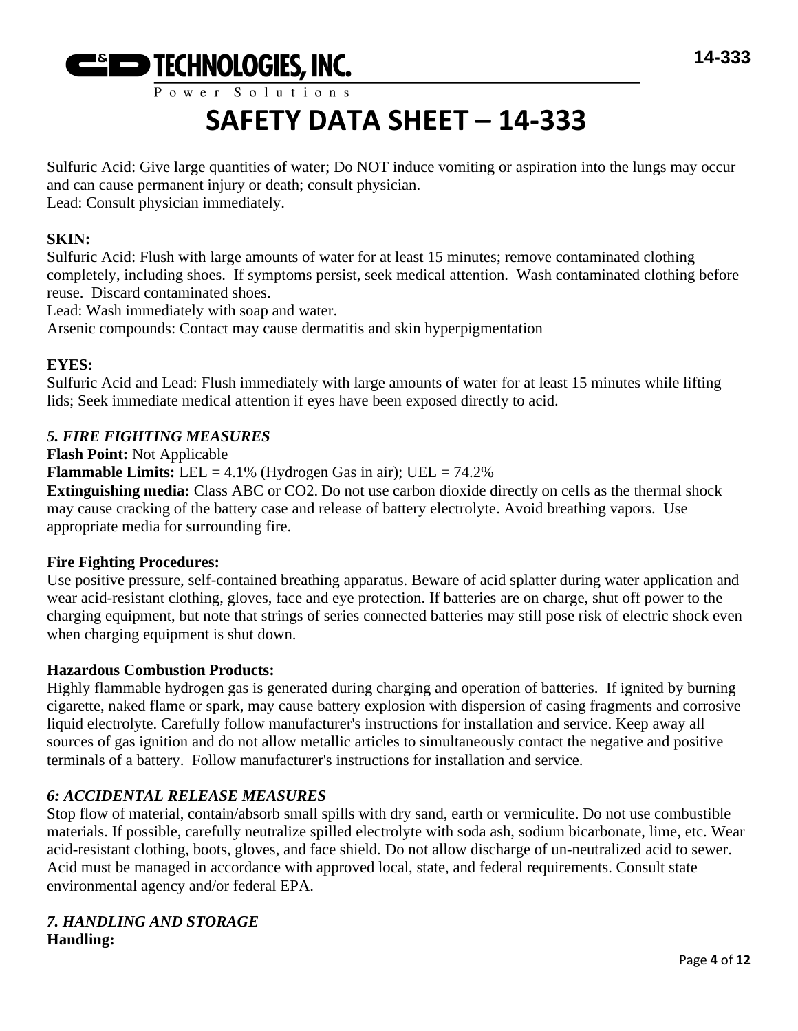Sulfuric Acid: Give large quantities of water; Do NOT induce vomiting or aspiration into the lungs may occur and can cause permanent injury or death; consult physician.
Lead: Consult physician immediately.

**SKIN:**
Sulfuric Acid: Flush with large amounts of water for at least 15 minutes; remove contaminated clothing completely, including shoes. If symptoms persist, seek medical attention. Wash contaminated clothing before reuse. Discard contaminated shoes.
Lead: Wash immediately with soap and water.
Arsenic compounds: Contact may cause dermatitis and skin hyperpigmentation

**EYES:**
Sulfuric Acid and Lead: Flush immediately with large amounts of water for at least 15 minutes while lifting lids; Seek immediate medical attention if eyes have been exposed directly to acid.

### *5. FIRE FIGHTING MEASURES*

**Flash Point:** Not Applicable
**Flammable Limits:** LEL = 4.1% (Hydrogen Gas in air); UEL = 74.2%
**Extinguishing media:** Class ABC or $CO_2$. Do not use carbon dioxide directly on cells as the thermal shock may cause cracking of the battery case and release of battery electrolyte. Avoid breathing vapors. Use appropriate media for surrounding fire.

**Fire Fighting Procedures:**
Use positive pressure, self-contained breathing apparatus. Beware of acid splatter during water application and wear acid-resistant clothing, gloves, face and eye protection. If batteries are on charge, shut off power to the charging equipment, but note that strings of series connected batteries may still pose risk of electric shock even when charging equipment is shut down.

**Hazardous Combustion Products:**
Highly flammable hydrogen gas is generated during charging and operation of batteries. If ignited by burning cigarette, naked flame or spark, may cause battery explosion with dispersion of casing fragments and corrosive liquid electrolyte. Carefully follow manufacturer's instructions for installation and service. Keep away all sources of gas ignition and do not allow metallic articles to simultaneously contact the negative and positive terminals of a battery. Follow manufacturer's instructions for installation and service.

### *6: ACCIDENTAL RELEASE MEASURES*

Stop flow of material, contain/absorb small spills with dry sand, earth or vermiculite. Do not use combustible materials. If possible, carefully neutralize spilled electrolyte with soda ash, sodium bicarbonate, lime, etc. Wear acid-resistant clothing, boots, gloves, and face shield. Do not allow discharge of un-neutralized acid to sewer. Acid must be managed in accordance with approved local, state, and federal requirements. Consult state environmental agency and/or federal EPA.

### *7. HANDLING AND STORAGE*

**Handling:**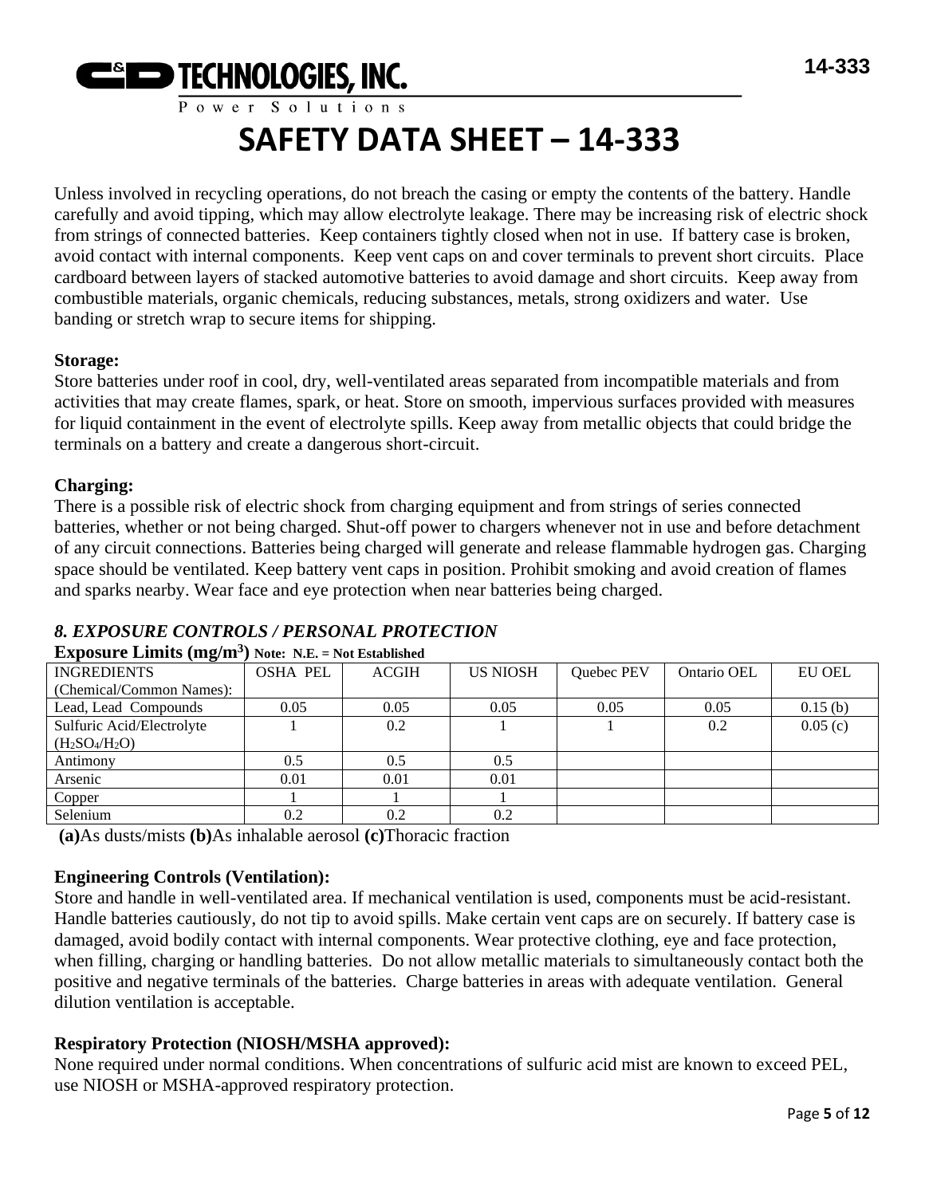# SAFETY DATA SHEET – 14-333

Unless involved in recycling operations, do not breach the casing or empty the contents of the battery. Handle carefully and avoid tipping, which may allow electrolyte leakage. There may be increasing risk of electric shock from strings of connected batteries. Keep containers tightly closed when not in use. If battery case is broken, avoid contact with internal components. Keep vent caps on and cover terminals to prevent short circuits. Place cardboard between layers of stacked automotive batteries to avoid damage and short circuits. Keep away from combustible materials, organic chemicals, reducing substances, metals, strong oxidizers and water. Use banding or stretch wrap to secure items for shipping.

**Storage:**
Store batteries under roof in cool, dry, well-ventilated areas separated from incompatible materials and from activities that may create flames, spark, or heat. Store on smooth, impervious surfaces provided with measures for liquid containment in the event of electrolyte spills. Keep away from metallic objects that could bridge the terminals on a battery and create a dangerous short-circuit.

**Charging:**
There is a possible risk of electric shock from charging equipment and from strings of series connected batteries, whether or not being charged. Shut-off power to chargers whenever not in use and before detachment of any circuit connections. Batteries being charged will generate and release flammable hydrogen gas. Charging space should be ventilated. Keep battery vent caps in position. Prohibit smoking and avoid creation of flames and sparks nearby. Wear face and eye protection when near batteries being charged.

## *8. EXPOSURE CONTROLS / PERSONAL PROTECTION*

**Exposure Limits ($mg/m^3$)** **Note: N.E. = Not Established**

| INGREDIENTS (Chemical/Common Names): | OSHA PEL | ACGIH | US NIOSH | Quebec PEV | Ontario OEL | EU OEL |
|---|---|---|---|---|---|---|
| Lead, Lead Compounds | 0.05 | 0.05 | 0.05 | 0.05 | 0.05 | 0.15 (b) |
| Sulfuric Acid/Electrolyte ($H_2SO_4/H_2O$) | 1 | 0.2 | 1 | 1 | 0.2 | 0.05 (c) |
| Antimony | 0.5 | 0.5 | 0.5 | | | |
| Arsenic | 0.01 | 0.01 | 0.01 | | | |
| Copper | 1 | 1 | 1 | | | |
| Selenium | 0.2 | 0.2 | 0.2 | | | |

**(a)**As dusts/mists **(b)**As inhalable aerosol **(c)**Thoracic fraction

**Engineering Controls (Ventilation):**
Store and handle in well-ventilated area. If mechanical ventilation is used, components must be acid-resistant. Handle batteries cautiously, do not tip to avoid spills. Make certain vent caps are on securely. If battery case is damaged, avoid bodily contact with internal components. Wear protective clothing, eye and face protection, when filling, charging or handling batteries. Do not allow metallic materials to simultaneously contact both the positive and negative terminals of the batteries. Charge batteries in areas with adequate ventilation. General dilution ventilation is acceptable.

**Respiratory Protection (NIOSH/MSHA approved):**
None required under normal conditions. When concentrations of sulfuric acid mist are known to exceed PEL, use NIOSH or MSHA-approved respiratory protection.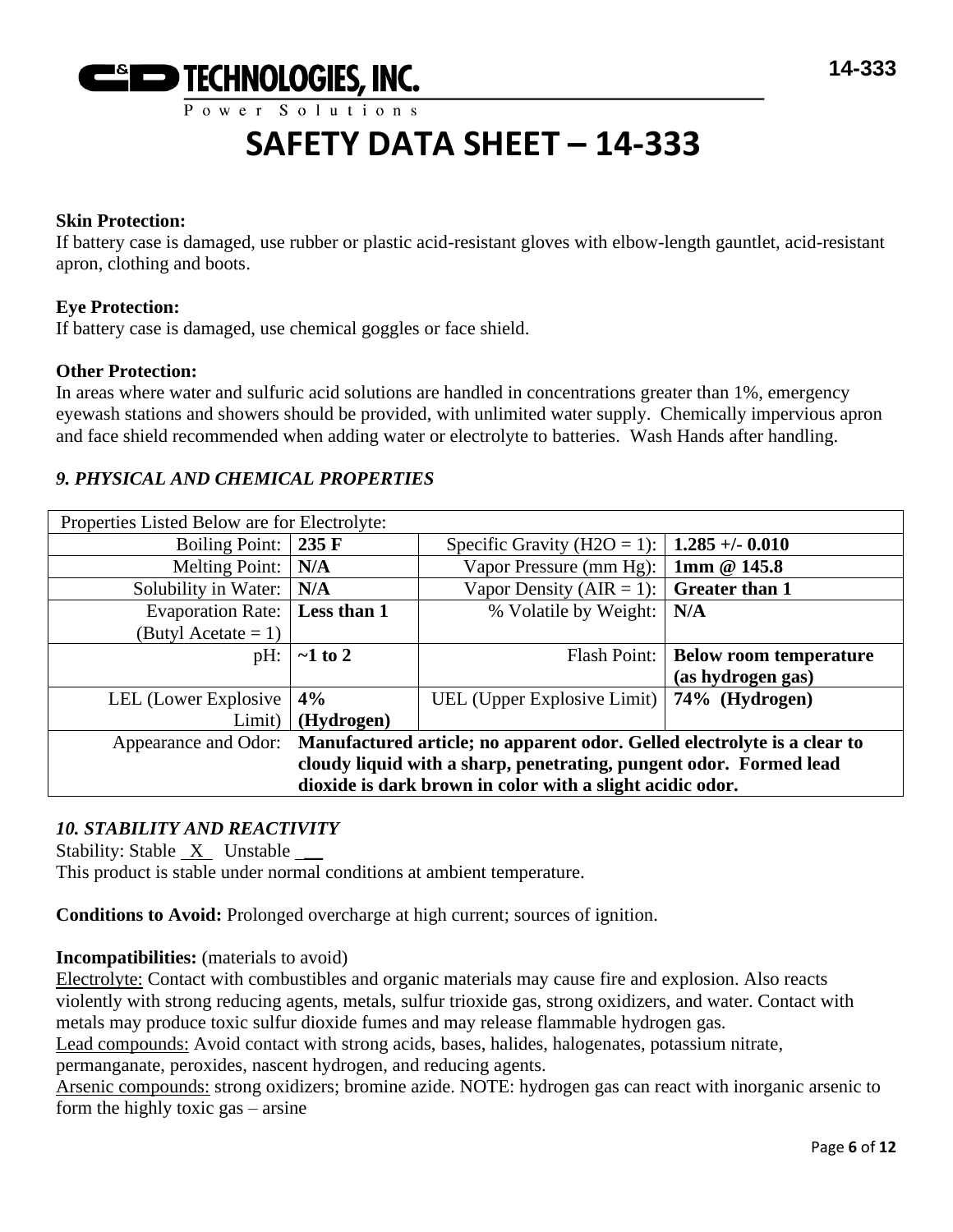**Skin Protection:**
If battery case is damaged, use rubber or plastic acid-resistant gloves with elbow-length gauntlet, acid-resistant apron, clothing and boots.

**Eye Protection:**
If battery case is damaged, use chemical goggles or face shield.

**Other Protection:**
In areas where water and sulfuric acid solutions are handled in concentrations greater than 1%, emergency eyewash stations and showers should be provided, with unlimited water supply. Chemically impervious apron and face shield recommended when adding water or electrolyte to batteries. Wash Hands after handling.

## *9. PHYSICAL AND CHEMICAL PROPERTIES*

| Properties Listed Below are for Electrolyte: | | | |
|---|---|---|---|
| Boiling Point: | **235 F** | Specific Gravity (H2O = 1): | **1.285 +/- 0.010** |
| Melting Point: | **N/A** | Vapor Pressure (mm Hg): | **1mm @ 145.8** |
| Solubility in Water: | **N/A** | Vapor Density (AIR = 1): | **Greater than 1** |
| Evaporation Rate: (Butyl Acetate = 1) | **Less than 1** | % Volatile by Weight: | **N/A** |
| pH: | **~1 to 2** | Flash Point: | **Below room temperature (as hydrogen gas)** |
| LEL (Lower Explosive Limit) | **4% (Hydrogen)** | UEL (Upper Explosive Limit) | **74% (Hydrogen)** |
| Appearance and Odor: | **Manufactured article; no apparent odor. Gelled electrolyte is a clear to cloudy liquid with a sharp, penetrating, pungent odor. Formed lead dioxide is dark brown in color with a slight acidic odor.** | | |

## *10. STABILITY AND REACTIVITY*

Stability: Stable _X_ Unstable __
This product is stable under normal conditions at ambient temperature.

**Conditions to Avoid:** Prolonged overcharge at high current; sources of ignition.

**Incompatibilities:** (materials to avoid)
Electrolyte: Contact with combustibles and organic materials may cause fire and explosion. Also reacts violently with strong reducing agents, metals, sulfur trioxide gas, strong oxidizers, and water. Contact with metals may produce toxic sulfur dioxide fumes and may release flammable hydrogen gas.
Lead compounds: Avoid contact with strong acids, bases, halides, halogenates, potassium nitrate, permanganate, peroxides, nascent hydrogen, and reducing agents.
Arsenic compounds: strong oxidizers; bromine azide. NOTE: hydrogen gas can react with inorganic arsenic to form the highly toxic gas – arsine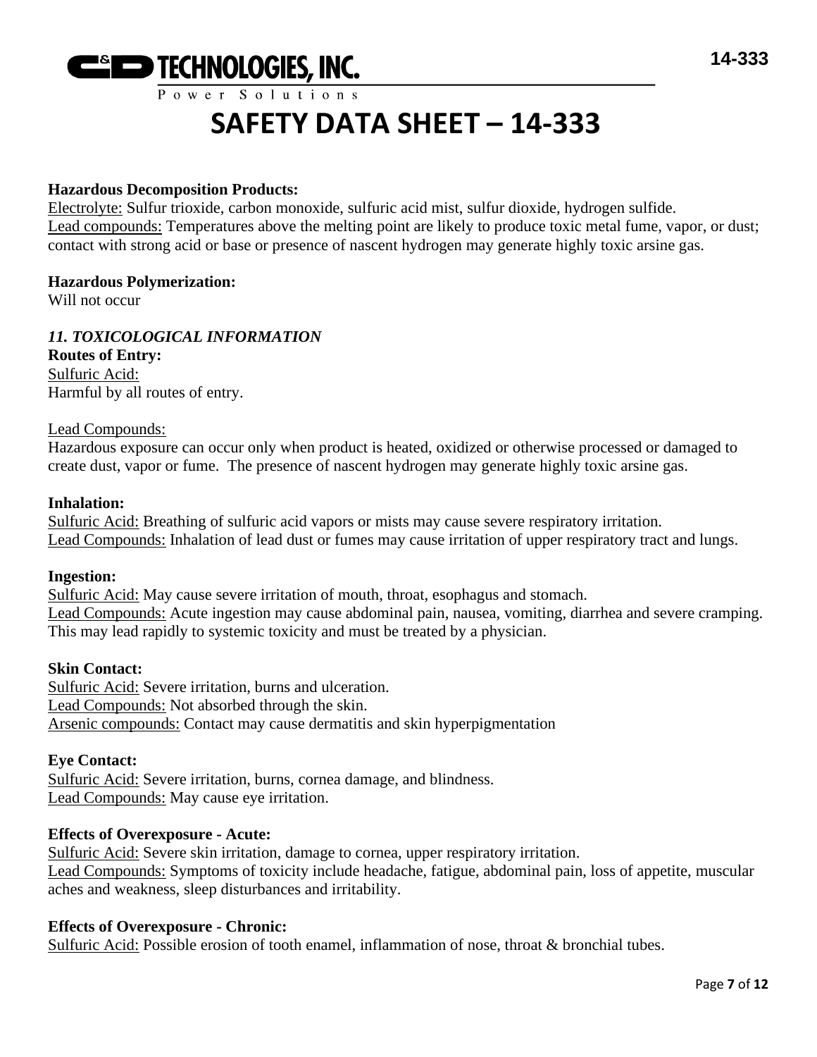**Hazardous Decomposition Products:**

Electrolyte: Sulfur trioxide, carbon monoxide, sulfuric acid mist, sulfur dioxide, hydrogen sulfide.

Lead compounds: Temperatures above the melting point are likely to produce toxic metal fume, vapor, or dust; contact with strong acid or base or presence of nascent hydrogen may generate highly toxic arsine gas.

**Hazardous Polymerization:**

Will not occur

## *11. TOXICOLOGICAL INFORMATION*

**Routes of Entry:**

Sulfuric Acid:

Harmful by all routes of entry.

Lead Compounds:

Hazardous exposure can occur only when product is heated, oxidized or otherwise processed or damaged to create dust, vapor or fume. The presence of nascent hydrogen may generate highly toxic arsine gas.

**Inhalation:**

Sulfuric Acid: Breathing of sulfuric acid vapors or mists may cause severe respiratory irritation.

Lead Compounds: Inhalation of lead dust or fumes may cause irritation of upper respiratory tract and lungs.

**Ingestion:**

Sulfuric Acid: May cause severe irritation of mouth, throat, esophagus and stomach.

Lead Compounds: Acute ingestion may cause abdominal pain, nausea, vomiting, diarrhea and severe cramping. This may lead rapidly to systemic toxicity and must be treated by a physician.

**Skin Contact:**

Sulfuric Acid: Severe irritation, burns and ulceration.

Lead Compounds: Not absorbed through the skin.

Arsenic compounds: Contact may cause dermatitis and skin hyperpigmentation

**Eye Contact:**

Sulfuric Acid: Severe irritation, burns, cornea damage, and blindness.

Lead Compounds: May cause eye irritation.

**Effects of Overexposure - Acute:**

Sulfuric Acid: Severe skin irritation, damage to cornea, upper respiratory irritation.

Lead Compounds: Symptoms of toxicity include headache, fatigue, abdominal pain, loss of appetite, muscular aches and weakness, sleep disturbances and irritability.

**Effects of Overexposure - Chronic:**

Sulfuric Acid: Possible erosion of tooth enamel, inflammation of nose, throat & bronchial tubes.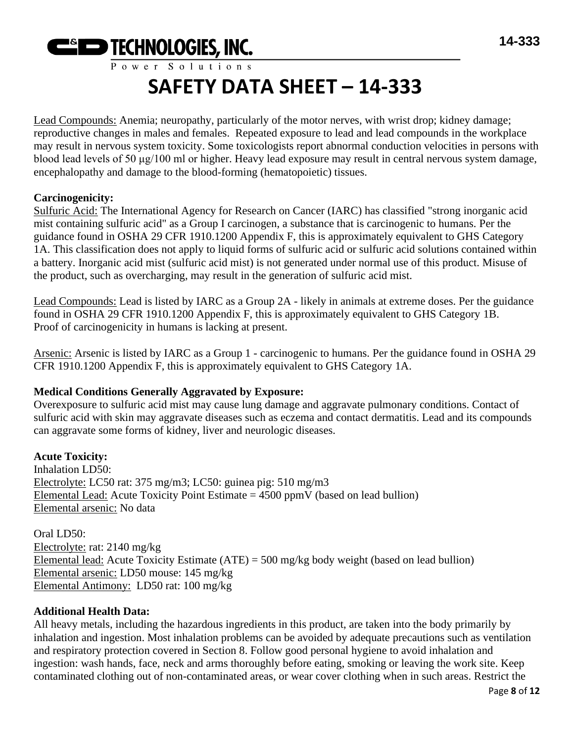Lead Compounds: Anemia; neuropathy, particularly of the motor nerves, with wrist drop; kidney damage; reproductive changes in males and females. Repeated exposure to lead and lead compounds in the workplace may result in nervous system toxicity. Some toxicologists report abnormal conduction velocities in persons with blood lead levels of 50 μg/100 ml or higher. Heavy lead exposure may result in central nervous system damage, encephalopathy and damage to the blood-forming (hematopoietic) tissues.

**Carcinogenicity:**

Sulfuric Acid: The International Agency for Research on Cancer (IARC) has classified "strong inorganic acid mist containing sulfuric acid" as a Group I carcinogen, a substance that is carcinogenic to humans. Per the guidance found in OSHA 29 CFR 1910.1200 Appendix F, this is approximately equivalent to GHS Category 1A. This classification does not apply to liquid forms of sulfuric acid or sulfuric acid solutions contained within a battery. Inorganic acid mist (sulfuric acid mist) is not generated under normal use of this product. Misuse of the product, such as overcharging, may result in the generation of sulfuric acid mist.

Lead Compounds: Lead is listed by IARC as a Group 2A - likely in animals at extreme doses. Per the guidance found in OSHA 29 CFR 1910.1200 Appendix F, this is approximately equivalent to GHS Category 1B. Proof of carcinogenicity in humans is lacking at present.

Arsenic: Arsenic is listed by IARC as a Group 1 - carcinogenic to humans. Per the guidance found in OSHA 29 CFR 1910.1200 Appendix F, this is approximately equivalent to GHS Category 1A.

**Medical Conditions Generally Aggravated by Exposure:**

Overexposure to sulfuric acid mist may cause lung damage and aggravate pulmonary conditions. Contact of sulfuric acid with skin may aggravate diseases such as eczema and contact dermatitis. Lead and its compounds can aggravate some forms of kidney, liver and neurologic diseases.

**Acute Toxicity:**

Inhalation LD50:
Electrolyte: LC50 rat: 375 mg/m3; LC50: guinea pig: 510 mg/m3
Elemental Lead: Acute Toxicity Point Estimate = 4500 ppmV (based on lead bullion)
Elemental arsenic: No data

Oral LD50:
Electrolyte: rat: 2140 mg/kg
Elemental lead: Acute Toxicity Estimate (ATE) = 500 mg/kg body weight (based on lead bullion)
Elemental arsenic: LD50 mouse: 145 mg/kg
Elemental Antimony: LD50 rat: 100 mg/kg

**Additional Health Data:**

All heavy metals, including the hazardous ingredients in this product, are taken into the body primarily by inhalation and ingestion. Most inhalation problems can be avoided by adequate precautions such as ventilation and respiratory protection covered in Section 8. Follow good personal hygiene to avoid inhalation and ingestion: wash hands, face, neck and arms thoroughly before eating, smoking or leaving the work site. Keep contaminated clothing out of non-contaminated areas, or wear cover clothing when in such areas. Restrict the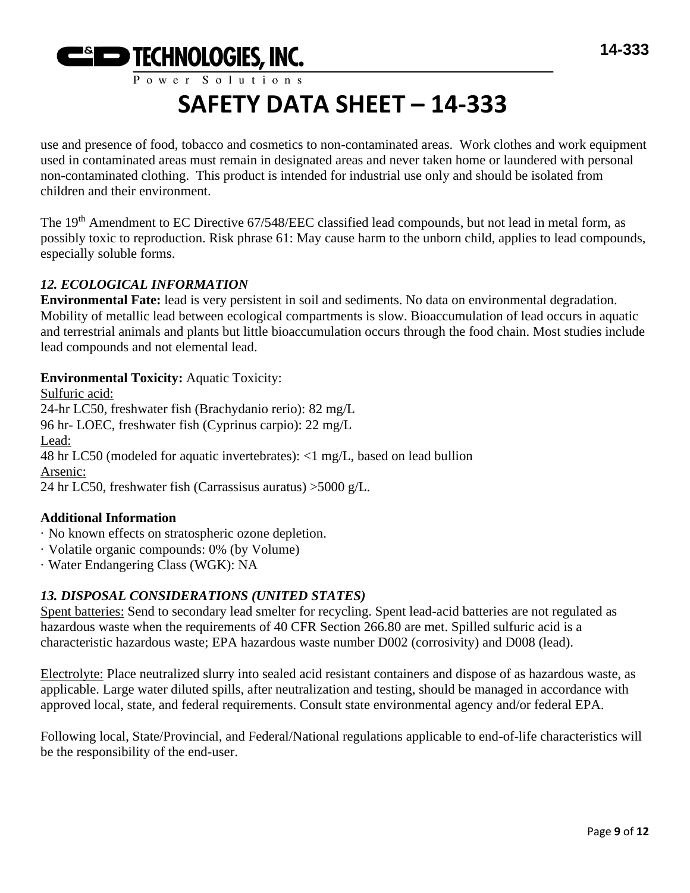use and presence of food, tobacco and cosmetics to non-contaminated areas. Work clothes and work equipment used in contaminated areas must remain in designated areas and never taken home or laundered with personal non-contaminated clothing. This product is intended for industrial use only and should be isolated from children and their environment.

The 19th Amendment to EC Directive 67/548/EEC classified lead compounds, but not lead in metal form, as possibly toxic to reproduction. Risk phrase 61: May cause harm to the unborn child, applies to lead compounds, especially soluble forms.

### *12. ECOLOGICAL INFORMATION*

**Environmental Fate:** lead is very persistent in soil and sediments. No data on environmental degradation. Mobility of metallic lead between ecological compartments is slow. Bioaccumulation of lead occurs in aquatic and terrestrial animals and plants but little bioaccumulation occurs through the food chain. Most studies include lead compounds and not elemental lead.

**Environmental Toxicity:** Aquatic Toxicity:

Sulfuric acid:
24-hr LC50, freshwater fish (Brachydanio rerio): 82 mg/L
96 hr- LOEC, freshwater fish (Cyprinus carpio): 22 mg/L

Lead:
48 hr LC50 (modeled for aquatic invertebrates): <1 mg/L, based on lead bullion

Arsenic:
24 hr LC50, freshwater fish (Carrassisus auratus) >5000 g/L.

**Additional Information**

· No known effects on stratospheric ozone depletion.
· Volatile organic compounds: 0% (by Volume)
· Water Endangering Class (WGK): NA

### *13. DISPOSAL CONSIDERATIONS (UNITED STATES)*

Spent batteries: Send to secondary lead smelter for recycling. Spent lead-acid batteries are not regulated as hazardous waste when the requirements of 40 CFR Section 266.80 are met. Spilled sulfuric acid is a characteristic hazardous waste; EPA hazardous waste number D002 (corrosivity) and D008 (lead).

Electrolyte: Place neutralized slurry into sealed acid resistant containers and dispose of as hazardous waste, as applicable. Large water diluted spills, after neutralization and testing, should be managed in accordance with approved local, state, and federal requirements. Consult state environmental agency and/or federal EPA.

Following local, State/Provincial, and Federal/National regulations applicable to end-of-life characteristics will be the responsibility of the end-user.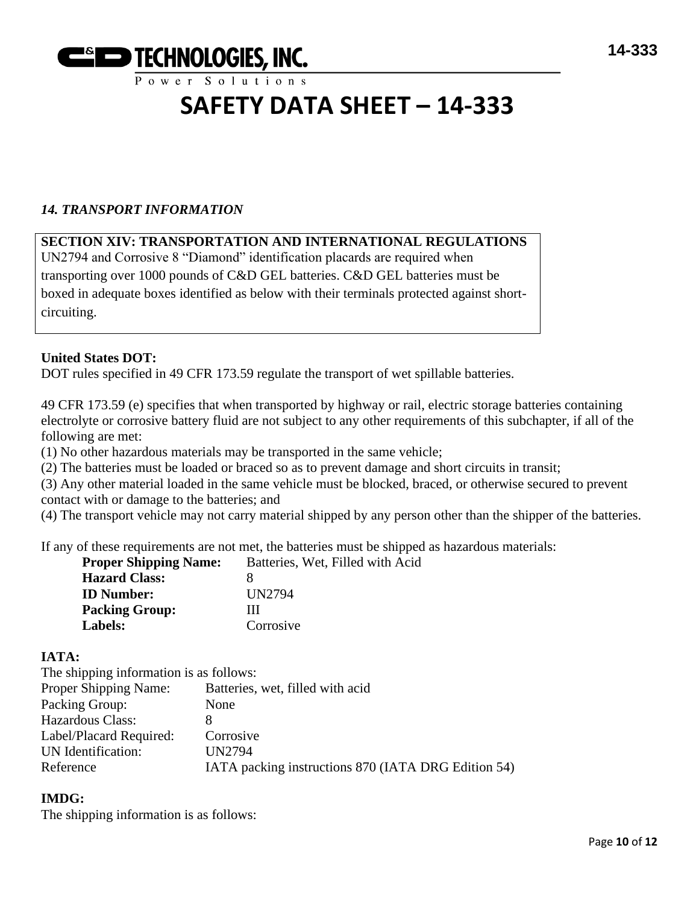*14. TRANSPORT INFORMATION*

**SECTION XIV: TRANSPORTATION AND INTERNATIONAL REGULATIONS**
UN2794 and Corrosive 8 "Diamond" identification placards are required when transporting over 1000 pounds of C&D GEL batteries. C&D GEL batteries must be boxed in adequate boxes identified as below with their terminals protected against short-circuiting.

**United States DOT:**
DOT rules specified in 49 CFR 173.59 regulate the transport of wet spillable batteries.

49 CFR 173.59 (e) specifies that when transported by highway or rail, electric storage batteries containing electrolyte or corrosive battery fluid are not subject to any other requirements of this subchapter, if all of the following are met:
(1) No other hazardous materials may be transported in the same vehicle;
(2) The batteries must be loaded or braced so as to prevent damage and short circuits in transit;
(3) Any other material loaded in the same vehicle must be blocked, braced, or otherwise secured to prevent contact with or damage to the batteries; and
(4) The transport vehicle may not carry material shipped by any person other than the shipper of the batteries.

If any of these requirements are not met, the batteries must be shipped as hazardous materials:

| | |
|---|---|
| **Proper Shipping Name:** | Batteries, Wet, Filled with Acid |
| **Hazard Class:** | 8 |
| **ID Number:** | UN2794 |
| **Packing Group:** | III |
| **Labels:** | Corrosive |

**IATA:**
The shipping information is as follows:

| | |
|---|---|
| Proper Shipping Name: | Batteries, wet, filled with acid |
| Packing Group: | None |
| Hazardous Class: | 8 |
| Label/Placard Required: | Corrosive |
| UN Identification: | UN2794 |
| Reference | IATA packing instructions 870 (IATA DRG Edition 54) |

**IMDG:**
The shipping information is as follows: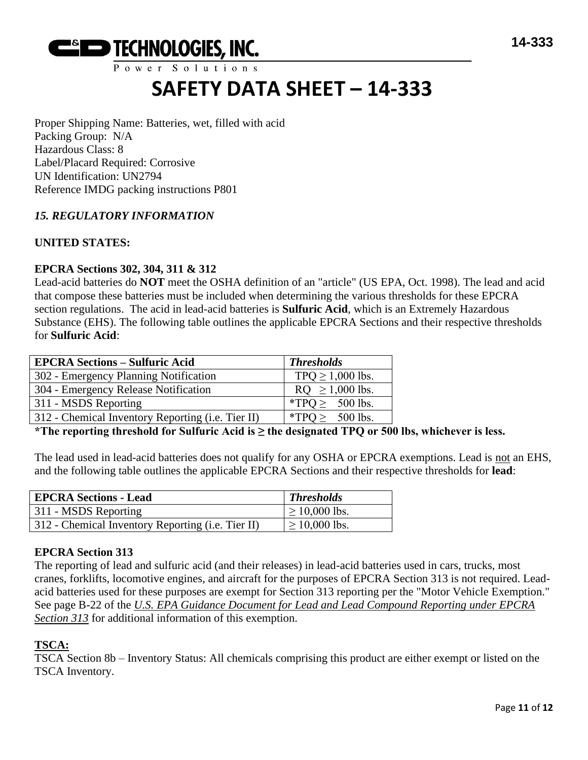Proper Shipping Name: Batteries, wet, filled with acid
Packing Group: N/A
Hazardous Class: 8
Label/Placard Required: Corrosive
UN Identification: UN2794
Reference IMDG packing instructions P801

### *15. REGULATORY INFORMATION*

**UNITED STATES:**

**EPCRA Sections 302, 304, 311 & 312**

Lead-acid batteries do **NOT** meet the OSHA definition of an "article" (US EPA, Oct. 1998). The lead and acid that compose these batteries must be included when determining the various thresholds for these EPCRA section regulations. The acid in lead-acid batteries is **Sulfuric Acid**, which is an Extremely Hazardous Substance (EHS). The following table outlines the applicable EPCRA Sections and their respective thresholds for **Sulfuric Acid**:

| **EPCRA Sections – Sulfuric Acid** | ***Thresholds*** |
|---|---|
| 302 - Emergency Planning Notification | TPQ ≥ 1,000 lbs. |
| 304 - Emergency Release Notification | RQ ≥ 1,000 lbs. |
| 311 - MSDS Reporting | *TPQ ≥ 500 lbs. |
| 312 - Chemical Inventory Reporting (i.e. Tier II) | *TPQ ≥ 500 lbs. |

***The reporting threshold for Sulfuric Acid is ≥ the designated TPQ or 500 lbs, whichever is less.**

The lead used in lead-acid batteries does not qualify for any OSHA or EPCRA exemptions. Lead is not an EHS, and the following table outlines the applicable EPCRA Sections and their respective thresholds for **lead**:

| **EPCRA Sections - Lead** | ***Thresholds*** |
|---|---|
| 311 - MSDS Reporting | ≥ 10,000 lbs. |
| 312 - Chemical Inventory Reporting (i.e. Tier II) | ≥ 10,000 lbs. |

**EPCRA Section 313**

The reporting of lead and sulfuric acid (and their releases) in lead-acid batteries used in cars, trucks, most cranes, forklifts, locomotive engines, and aircraft for the purposes of EPCRA Section 313 is not required. Lead-acid batteries used for these purposes are exempt for Section 313 reporting per the "Motor Vehicle Exemption." See page B-22 of the *U.S. EPA Guidance Document for Lead and Lead Compound Reporting under EPCRA Section 313* for additional information of this exemption.

**TSCA:**

TSCA Section 8b – Inventory Status: All chemicals comprising this product are either exempt or listed on the TSCA Inventory.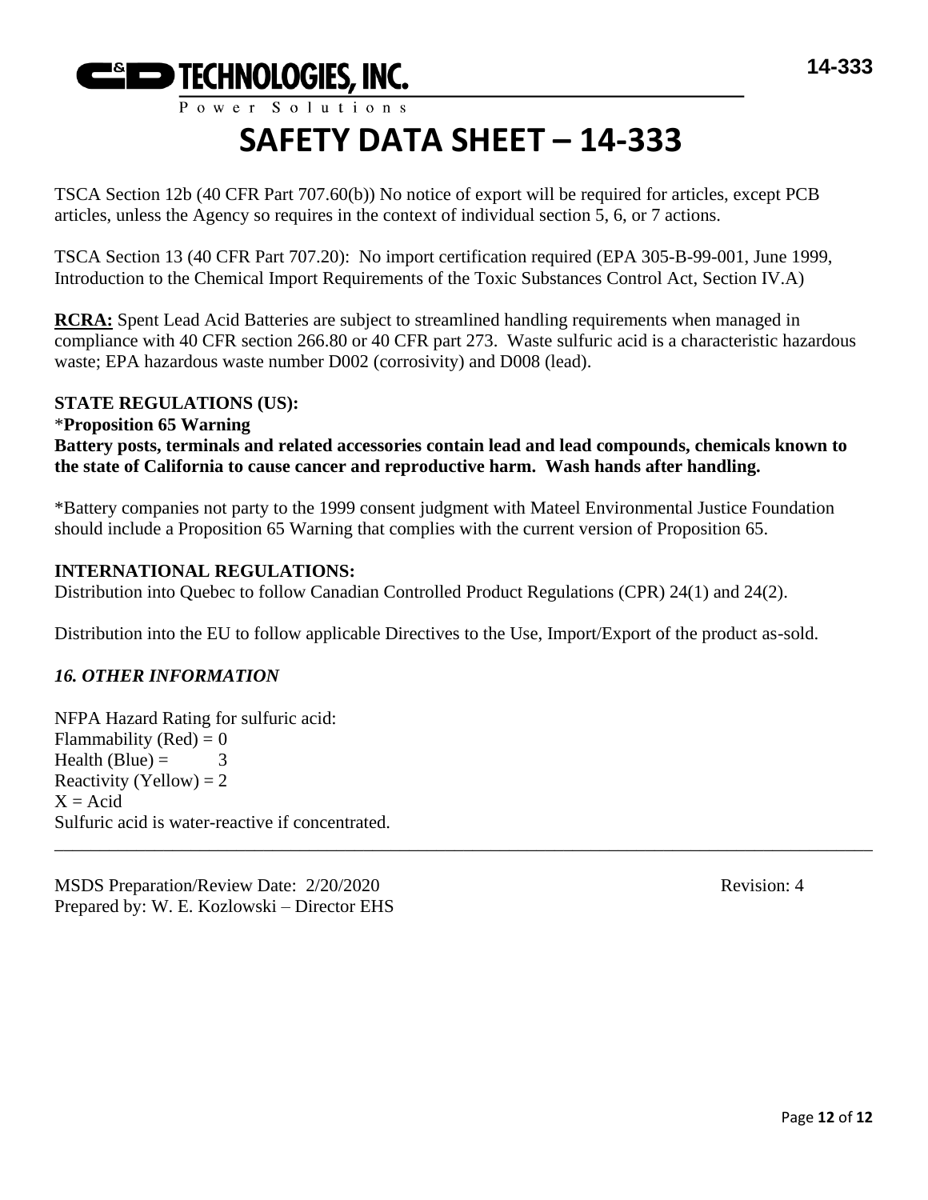TSCA Section 12b (40 CFR Part 707.60(b)) No notice of export will be required for articles, except PCB articles, unless the Agency so requires in the context of individual section 5, 6, or 7 actions.

TSCA Section 13 (40 CFR Part 707.20): No import certification required (EPA 305-B-99-001, June 1999, Introduction to the Chemical Import Requirements of the Toxic Substances Control Act, Section IV.A)

**RCRA:** Spent Lead Acid Batteries are subject to streamlined handling requirements when managed in compliance with 40 CFR section 266.80 or 40 CFR part 273. Waste sulfuric acid is a characteristic hazardous waste; EPA hazardous waste number D002 (corrosivity) and D008 (lead).

**STATE REGULATIONS (US):**

\***Proposition 65 Warning**

**Battery posts, terminals and related accessories contain lead and lead compounds, chemicals known to the state of California to cause cancer and reproductive harm. Wash hands after handling.**

\*Battery companies not party to the 1999 consent judgment with Mateel Environmental Justice Foundation should include a Proposition 65 Warning that complies with the current version of Proposition 65.

**INTERNATIONAL REGULATIONS:**

Distribution into Quebec to follow Canadian Controlled Product Regulations (CPR) 24(1) and 24(2).

Distribution into the EU to follow applicable Directives to the Use, Import/Export of the product as-sold.

## *16. OTHER INFORMATION*

NFPA Hazard Rating for sulfuric acid:
Flammability (Red) = 0
Health (Blue) = 3
Reactivity (Yellow) = 2
X = Acid
Sulfuric acid is water-reactive if concentrated.

---

MSDS Preparation/Review Date: 2/20/2020 Revision: 4
Prepared by: W. E. Kozlowski – Director EHS